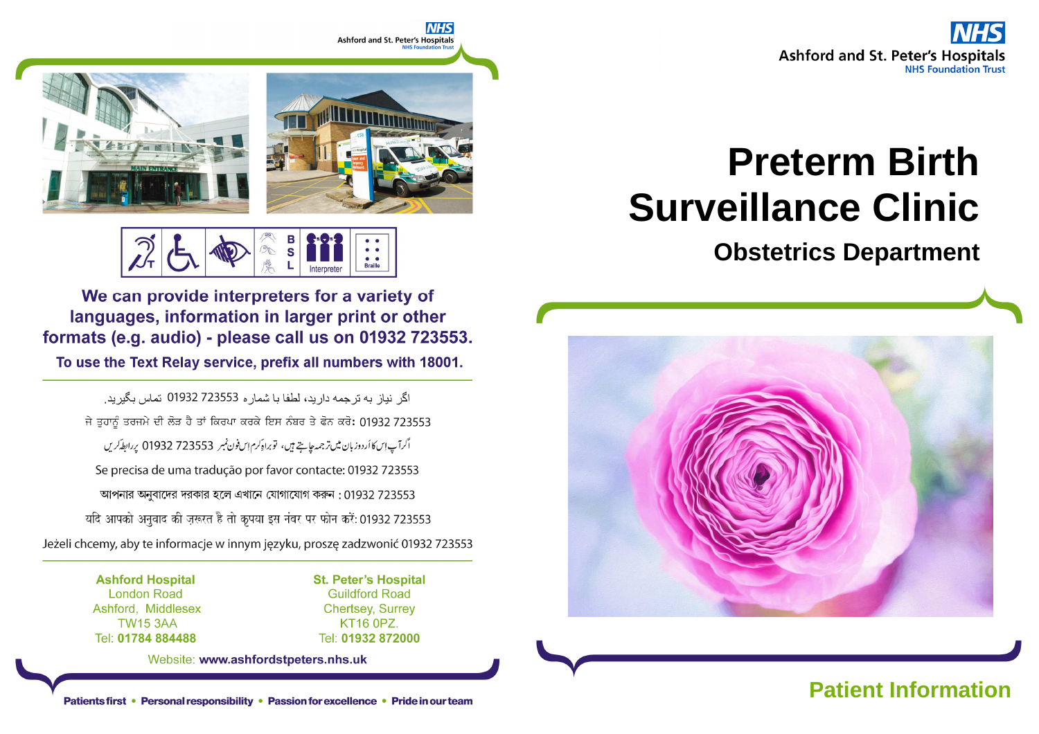NHS
Ashford and St. Peter's Hospitals
NHS Foundation Trust

BSL Interpreter Braille

**We can provide interpreters for a variety of languages, information in larger print or other formats (e.g. audio) - please call us on 01932 723553.**

**To use the Text Relay service, prefix all numbers with 18001.**

اگر نیاز به ترجمه دارید، لطفا با شماره 01932 723553 تماس بگیرید.

ਜੇ ਤੁਹਾਨੂੰ ਤਰਜਮੇ ਦੀ ਲੋੜ ਹੈ ਤਾਂ ਕਿਰਪਾ ਕਰਕੇ ਇਸ ਨੰਬਰ ਤੇ ਫੋਨ ਕਰੋ: 01932 723553

اگر آپ اس کا اُردو زبان میں ترجمہ چاہتے ہیں، تو براہِ کرم اِس فون نمبر 01932 723553 پر رابطہ کریں

Se precisa de uma tradução por favor contacte: 01932 723553

আপনার অনুবাদের দরকার হলে এখানে যোগাযোগ করুন : 01932 723553

यदि आपको अनुवाद की ज़रूरत है तो कृपया इस नंबर पर फोन करें: 01932 723553

Jeżeli chcemy, aby te informacje w innym języku, proszę zadzwonić 01932 723553

**Ashford Hospital**
London Road
Ashford, Middlesex
TW15 3AA
Tel: **01784 884488**

**St. Peter's Hospital**
Guildford Road
Chertsey, Surrey
KT16 0PZ.
Tel: **01932 872000**

Website: **www.ashfordstpeters.nhs.uk**

**Patients first • Personal responsibility • Passion for excellence • Pride in our team**

NHS
Ashford and St. Peter's Hospitals
NHS Foundation Trust

# Preterm Birth Surveillance Clinic

## Obstetrics Department

## Patient Information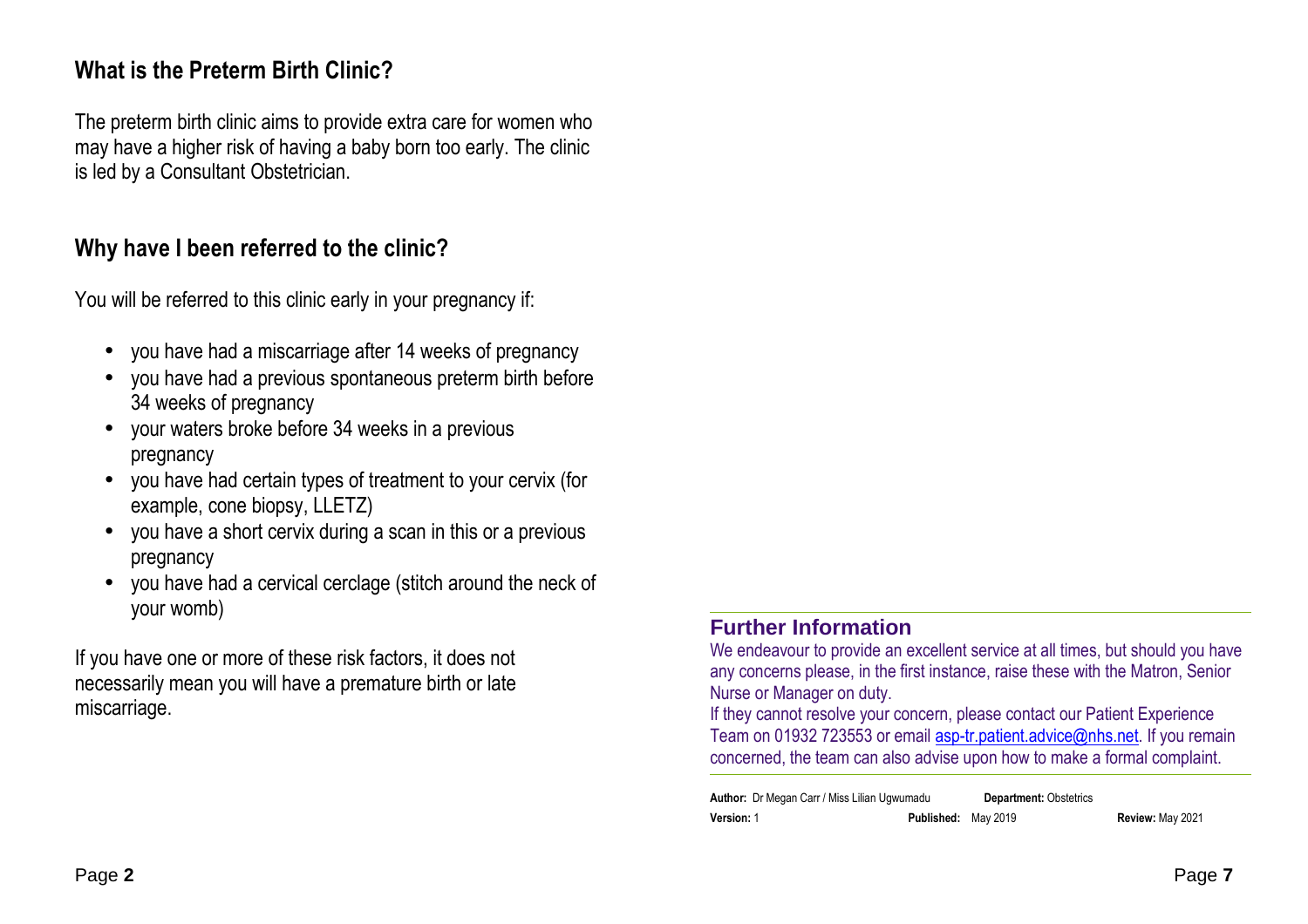## What is the Preterm Birth Clinic?

The preterm birth clinic aims to provide extra care for women who may have a higher risk of having a baby born too early. The clinic is led by a Consultant Obstetrician.

## Why have I been referred to the clinic?

You will be referred to this clinic early in your pregnancy if:

- you have had a miscarriage after 14 weeks of pregnancy
- you have had a previous spontaneous preterm birth before 34 weeks of pregnancy
- your waters broke before 34 weeks in a previous pregnancy
- you have had certain types of treatment to your cervix (for example, cone biopsy, LLETZ)
- you have a short cervix during a scan in this or a previous pregnancy
- you have had a cervical cerclage (stitch around the neck of your womb)

If you have one or more of these risk factors, it does not necessarily mean you will have a premature birth or late miscarriage.

## Further Information

We endeavour to provide an excellent service at all times, but should you have any concerns please, in the first instance, raise these with the Matron, Senior Nurse or Manager on duty.

If they cannot resolve your concern, please contact our Patient Experience Team on 01932 723553 or email asp-tr.patient.advice@nhs.net. If you remain concerned, the team can also advise upon how to make a formal complaint.

**Author:** Dr Megan Carr / Miss Lilian Ugwumadu **Department:** Obstetrics
**Version:** 1 **Published:** May 2019 **Review:** May 2021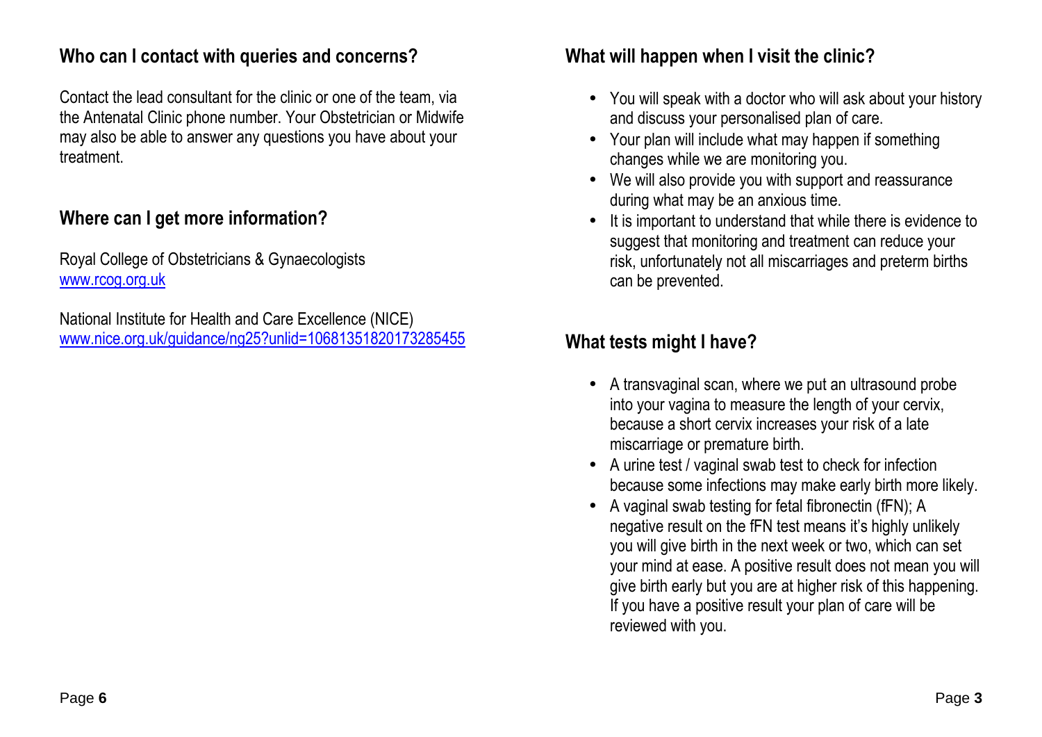## Who can I contact with queries and concerns?

Contact the lead consultant for the clinic or one of the team, via the Antenatal Clinic phone number. Your Obstetrician or Midwife may also be able to answer any questions you have about your treatment.

## Where can I get more information?

Royal College of Obstetricians & Gynaecologists
[www.rcog.org.uk](http://www.rcog.org.uk)

National Institute for Health and Care Excellence (NICE)
[www.nice.org.uk/guidance/ng25?unlid=10681351820173285455](http://www.nice.org.uk/guidance/ng25?unlid=10681351820173285455)

## What will happen when I visit the clinic?

- You will speak with a doctor who will ask about your history and discuss your personalised plan of care.
- Your plan will include what may happen if something changes while we are monitoring you.
- We will also provide you with support and reassurance during what may be an anxious time.
- It is important to understand that while there is evidence to suggest that monitoring and treatment can reduce your risk, unfortunately not all miscarriages and preterm births can be prevented.

## What tests might I have?

- A transvaginal scan, where we put an ultrasound probe into your vagina to measure the length of your cervix, because a short cervix increases your risk of a late miscarriage or premature birth.
- A urine test / vaginal swab test to check for infection because some infections may make early birth more likely.
- A vaginal swab testing for fetal fibronectin (fFN); A negative result on the fFN test means it's highly unlikely you will give birth in the next week or two, which can set your mind at ease. A positive result does not mean you will give birth early but you are at higher risk of this happening. If you have a positive result your plan of care will be reviewed with you.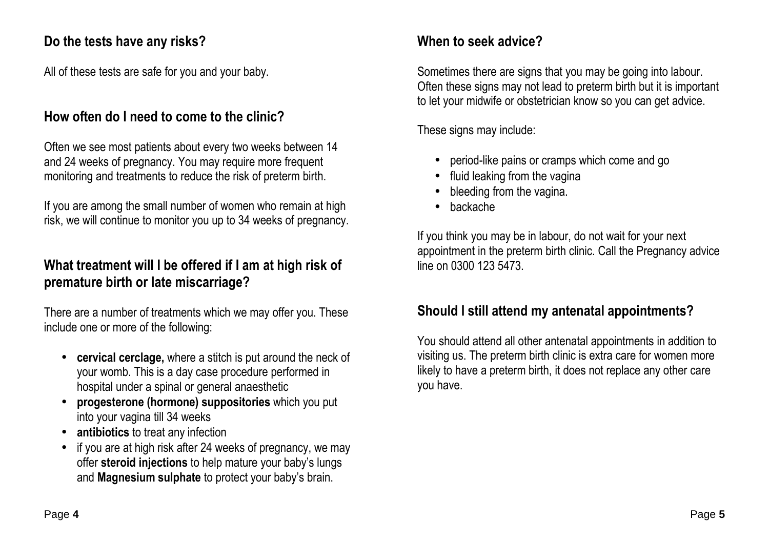## Do the tests have any risks?

All of these tests are safe for you and your baby.

## How often do I need to come to the clinic?

Often we see most patients about every two weeks between 14 and 24 weeks of pregnancy. You may require more frequent monitoring and treatments to reduce the risk of preterm birth.

If you are among the small number of women who remain at high risk, we will continue to monitor you up to 34 weeks of pregnancy.

## What treatment will I be offered if I am at high risk of premature birth or late miscarriage?

There are a number of treatments which we may offer you. These include one or more of the following:

- **cervical cerclage,** where a stitch is put around the neck of your womb. This is a day case procedure performed in hospital under a spinal or general anaesthetic
- **progesterone (hormone) suppositories** which you put into your vagina till 34 weeks
- **antibiotics** to treat any infection
- if you are at high risk after 24 weeks of pregnancy, we may offer **steroid injections** to help mature your baby's lungs and **Magnesium sulphate** to protect your baby's brain.

## When to seek advice?

Sometimes there are signs that you may be going into labour. Often these signs may not lead to preterm birth but it is important to let your midwife or obstetrician know so you can get advice.

These signs may include:

- period-like pains or cramps which come and go
- fluid leaking from the vagina
- bleeding from the vagina.
- backache

If you think you may be in labour, do not wait for your next appointment in the preterm birth clinic. Call the Pregnancy advice line on 0300 123 5473.

## Should I still attend my antenatal appointments?

You should attend all other antenatal appointments in addition to visiting us. The preterm birth clinic is extra care for women more likely to have a preterm birth, it does not replace any other care you have.